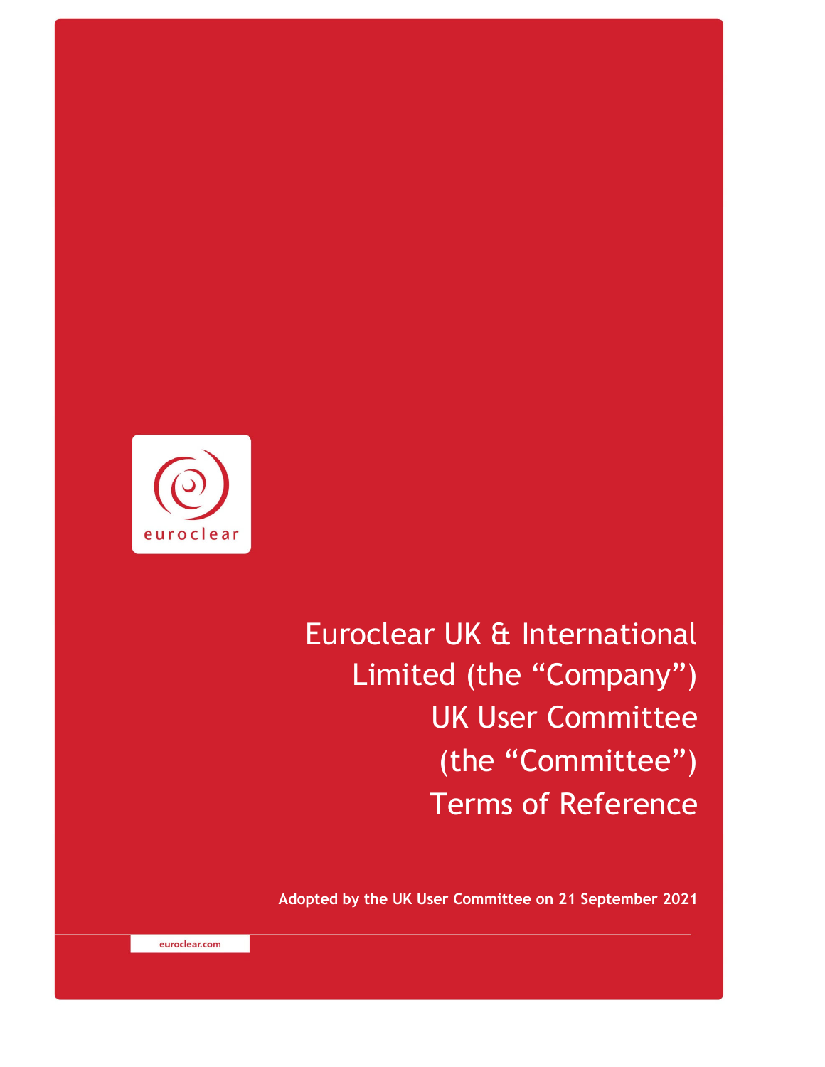# Euroclear UK & International Limited (the "Company") UK User Committee (the "Committee") Terms of Reference

**Adopted by the UK User Committee on 21 September 2021**

euroclear.com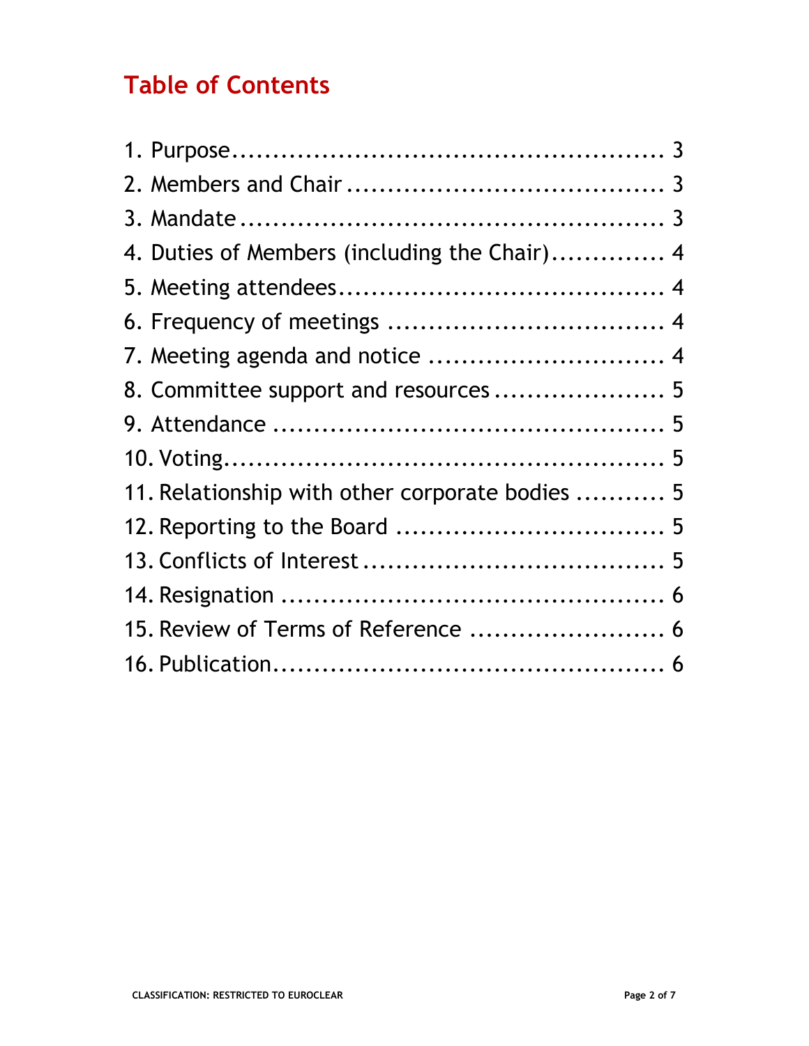# Table of Contents

1. Purpose .................................................... 3
2. Members and Chair ...................................... 3
3. Mandate .................................................... 3
4. Duties of Members (including the Chair) .............. 4
5. Meeting attendees ........................................ 4
6. Frequency of meetings .................................. 4
7. Meeting agenda and notice ............................. 4
8. Committee support and resources ..................... 5
9. Attendance ................................................ 5
10. Voting .................................................... 5
11. Relationship with other corporate bodies ........... 5
12. Reporting to the Board ................................ 5
13. Conflicts of Interest .................................... 5
14. Resignation .............................................. 6
15. Review of Terms of Reference ........................ 6
16. Publication ............................................... 6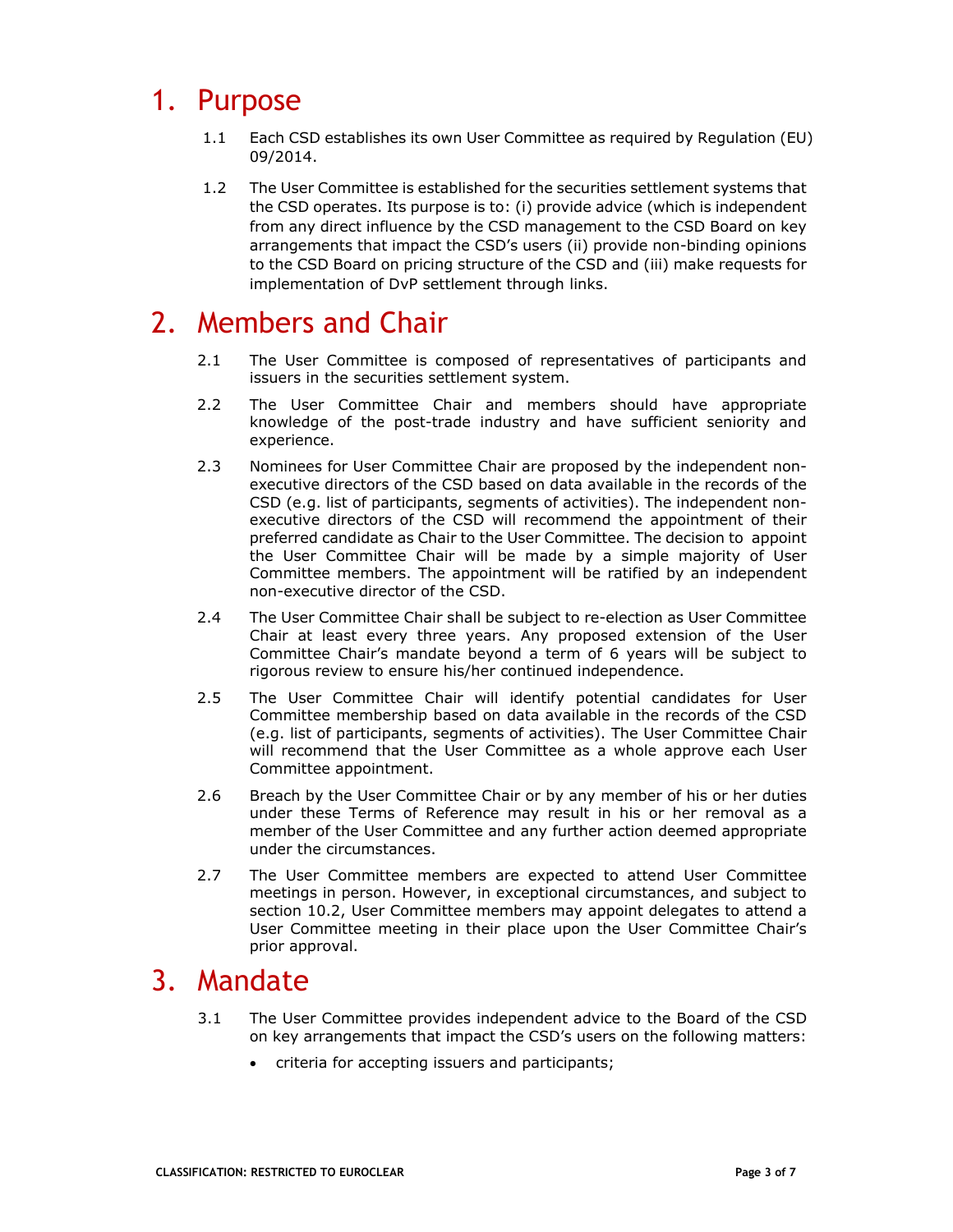# 1. Purpose

1.1 Each CSD establishes its own User Committee as required by Regulation (EU) 09/2014.

1.2 The User Committee is established for the securities settlement systems that the CSD operates. Its purpose is to: (i) provide advice (which is independent from any direct influence by the CSD management to the CSD Board on key arrangements that impact the CSD's users (ii) provide non-binding opinions to the CSD Board on pricing structure of the CSD and (iii) make requests for implementation of DvP settlement through links.

# 2. Members and Chair

2.1 The User Committee is composed of representatives of participants and issuers in the securities settlement system.

2.2 The User Committee Chair and members should have appropriate knowledge of the post-trade industry and have sufficient seniority and experience.

2.3 Nominees for User Committee Chair are proposed by the independent non-executive directors of the CSD based on data available in the records of the CSD (e.g. list of participants, segments of activities). The independent non-executive directors of the CSD will recommend the appointment of their preferred candidate as Chair to the User Committee. The decision to appoint the User Committee Chair will be made by a simple majority of User Committee members. The appointment will be ratified by an independent non-executive director of the CSD.

2.4 The User Committee Chair shall be subject to re-election as User Committee Chair at least every three years. Any proposed extension of the User Committee Chair's mandate beyond a term of 6 years will be subject to rigorous review to ensure his/her continued independence.

2.5 The User Committee Chair will identify potential candidates for User Committee membership based on data available in the records of the CSD (e.g. list of participants, segments of activities). The User Committee Chair will recommend that the User Committee as a whole approve each User Committee appointment.

2.6 Breach by the User Committee Chair or by any member of his or her duties under these Terms of Reference may result in his or her removal as a member of the User Committee and any further action deemed appropriate under the circumstances.

2.7 The User Committee members are expected to attend User Committee meetings in person. However, in exceptional circumstances, and subject to section 10.2, User Committee members may appoint delegates to attend a User Committee meeting in their place upon the User Committee Chair's prior approval.

# 3. Mandate

3.1 The User Committee provides independent advice to the Board of the CSD on key arrangements that impact the CSD's users on the following matters:

- criteria for accepting issuers and participants;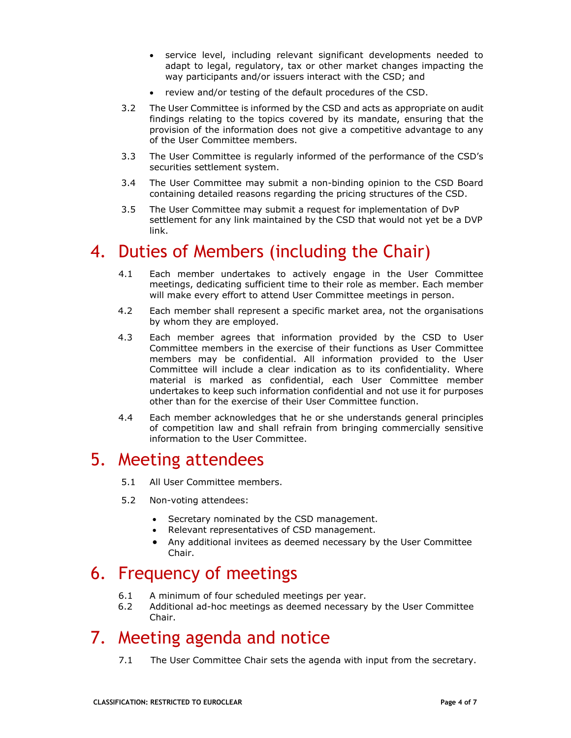- service level, including relevant significant developments needed to adapt to legal, regulatory, tax or other market changes impacting the way participants and/or issuers interact with the CSD; and
- review and/or testing of the default procedures of the CSD.

3.2 The User Committee is informed by the CSD and acts as appropriate on audit findings relating to the topics covered by its mandate, ensuring that the provision of the information does not give a competitive advantage to any of the User Committee members.

3.3 The User Committee is regularly informed of the performance of the CSD's securities settlement system.

3.4 The User Committee may submit a non-binding opinion to the CSD Board containing detailed reasons regarding the pricing structures of the CSD.

3.5 The User Committee may submit a request for implementation of DvP settlement for any link maintained by the CSD that would not yet be a DVP link.

# 4. Duties of Members (including the Chair)

4.1 Each member undertakes to actively engage in the User Committee meetings, dedicating sufficient time to their role as member. Each member will make every effort to attend User Committee meetings in person.

4.2 Each member shall represent a specific market area, not the organisations by whom they are employed.

4.3 Each member agrees that information provided by the CSD to User Committee members in the exercise of their functions as User Committee members may be confidential. All information provided to the User Committee will include a clear indication as to its confidentiality. Where material is marked as confidential, each User Committee member undertakes to keep such information confidential and not use it for purposes other than for the exercise of their User Committee function.

4.4 Each member acknowledges that he or she understands general principles of competition law and shall refrain from bringing commercially sensitive information to the User Committee.

# 5. Meeting attendees

5.1 All User Committee members.

5.2 Non-voting attendees:

- Secretary nominated by the CSD management.
- Relevant representatives of CSD management.
- Any additional invitees as deemed necessary by the User Committee Chair.

# 6. Frequency of meetings

6.1 A minimum of four scheduled meetings per year.

6.2 Additional ad-hoc meetings as deemed necessary by the User Committee Chair.

# 7. Meeting agenda and notice

7.1 The User Committee Chair sets the agenda with input from the secretary.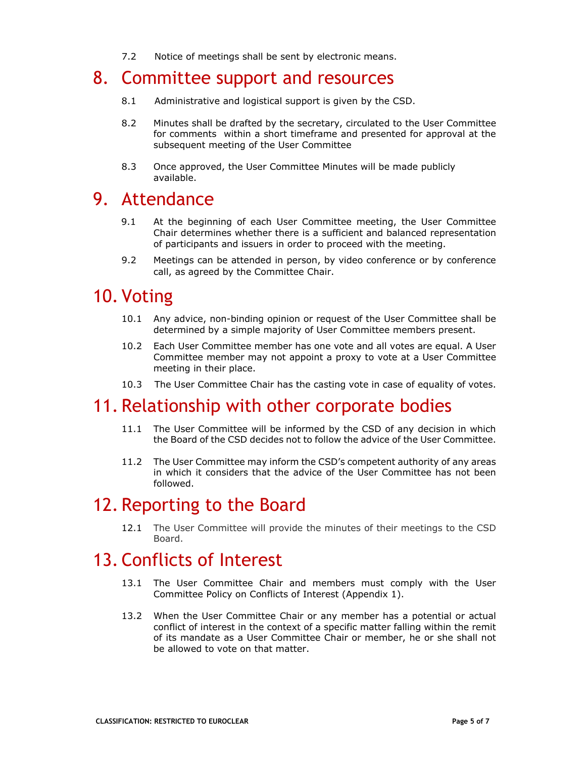7.2 Notice of meetings shall be sent by electronic means.

# 8. Committee support and resources

8.1 Administrative and logistical support is given by the CSD.

8.2 Minutes shall be drafted by the secretary, circulated to the User Committee for comments within a short timeframe and presented for approval at the subsequent meeting of the User Committee

8.3 Once approved, the User Committee Minutes will be made publicly available.

# 9. Attendance

9.1 At the beginning of each User Committee meeting, the User Committee Chair determines whether there is a sufficient and balanced representation of participants and issuers in order to proceed with the meeting.

9.2 Meetings can be attended in person, by video conference or by conference call, as agreed by the Committee Chair.

# 10. Voting

10.1 Any advice, non-binding opinion or request of the User Committee shall be determined by a simple majority of User Committee members present.

10.2 Each User Committee member has one vote and all votes are equal. A User Committee member may not appoint a proxy to vote at a User Committee meeting in their place.

10.3 The User Committee Chair has the casting vote in case of equality of votes.

# 11. Relationship with other corporate bodies

11.1 The User Committee will be informed by the CSD of any decision in which the Board of the CSD decides not to follow the advice of the User Committee.

11.2 The User Committee may inform the CSD's competent authority of any areas in which it considers that the advice of the User Committee has not been followed.

# 12. Reporting to the Board

12.1 The User Committee will provide the minutes of their meetings to the CSD Board.

# 13. Conflicts of Interest

13.1 The User Committee Chair and members must comply with the User Committee Policy on Conflicts of Interest (Appendix 1).

13.2 When the User Committee Chair or any member has a potential or actual conflict of interest in the context of a specific matter falling within the remit of its mandate as a User Committee Chair or member, he or she shall not be allowed to vote on that matter.

CLASSIFICATION: RESTRICTED TO EUROCLEAR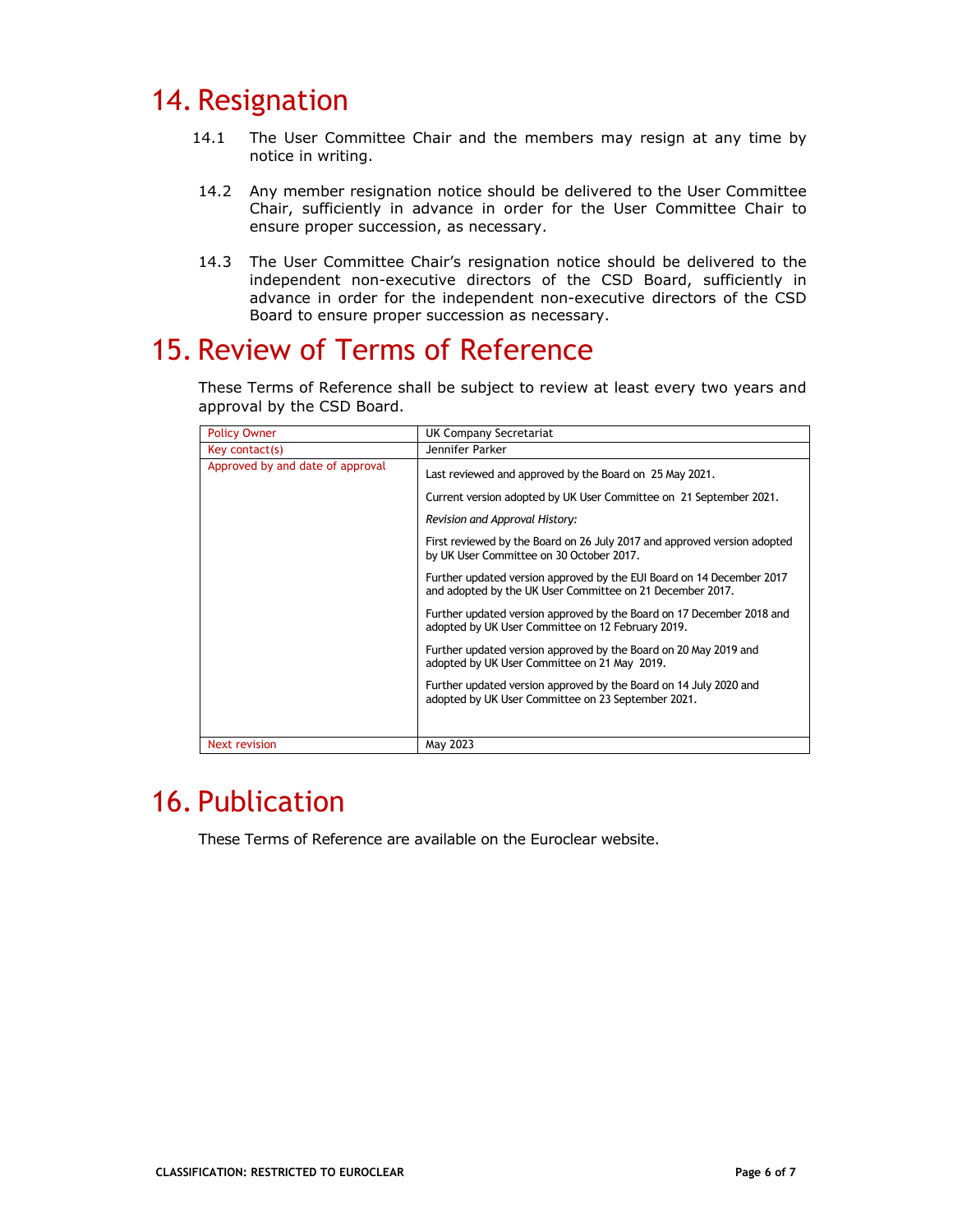# 14. Resignation

14.1 The User Committee Chair and the members may resign at any time by notice in writing.

14.2 Any member resignation notice should be delivered to the User Committee Chair, sufficiently in advance in order for the User Committee Chair to ensure proper succession, as necessary.

14.3 The User Committee Chair's resignation notice should be delivered to the independent non-executive directors of the CSD Board, sufficiently in advance in order for the independent non-executive directors of the CSD Board to ensure proper succession as necessary.

# 15. Review of Terms of Reference

These Terms of Reference shall be subject to review at least every two years and approval by the CSD Board.

| Policy Owner | UK Company Secretariat |
|---|---|
| Key contact(s) | Jennifer Parker |
| Approved by and date of approval | Last reviewed and approved by the Board on 25 May 2021.<br><br>Current version adopted by UK User Committee on 21 September 2021.<br><br>*Revision and Approval History:*<br><br>First reviewed by the Board on 26 July 2017 and approved version adopted by UK User Committee on 30 October 2017.<br><br>Further updated version approved by the EUI Board on 14 December 2017 and adopted by the UK User Committee on 21 December 2017.<br><br>Further updated version approved by the Board on 17 December 2018 and adopted by UK User Committee on 12 February 2019.<br><br>Further updated version approved by the Board on 20 May 2019 and adopted by UK User Committee on 21 May 2019.<br><br>Further updated version approved by the Board on 14 July 2020 and adopted by UK User Committee on 23 September 2021. |
| Next revision | May 2023 |

# 16. Publication

These Terms of Reference are available on the Euroclear website.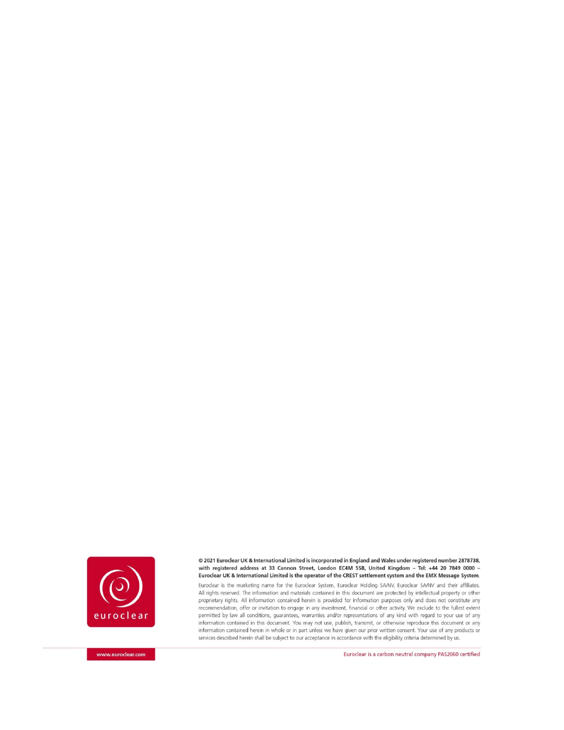**© 2021 Euroclear UK & International Limited is incorporated in England and Wales under registered number 2878738, with registered address at 33 Cannon Street, London EC4M 5SB, United Kingdom – Tel: +44 20 7849 0000 – Euroclear UK & International Limited is the operator of the CREST settlement system and the EMX Message System.**

Euroclear is the marketing name for the Euroclear System, Euroclear Holding SA/NV, Euroclear SA/NV and their affiliates. All rights reserved. The information and materials contained in this document are protected by intellectual property or other proprietary rights. All information contained herein is provided for information purposes only and does not constitute any recommendation, offer or invitation to engage in any investment, financial or other activity. We exclude to the fullest extent permitted by law all conditions, guarantees, warranties and/or representations of any kind with regard to your use of any information contained in this document. You may not use, publish, transmit, or otherwise reproduce this document or any information contained herein in whole or in part unless we have given our prior written consent. Your use of any products or services described herein shall be subject to our acceptance in accordance with the eligibility criteria determined by us.

www.euroclear.com

Euroclear is a carbon neutral company PAS2060 certified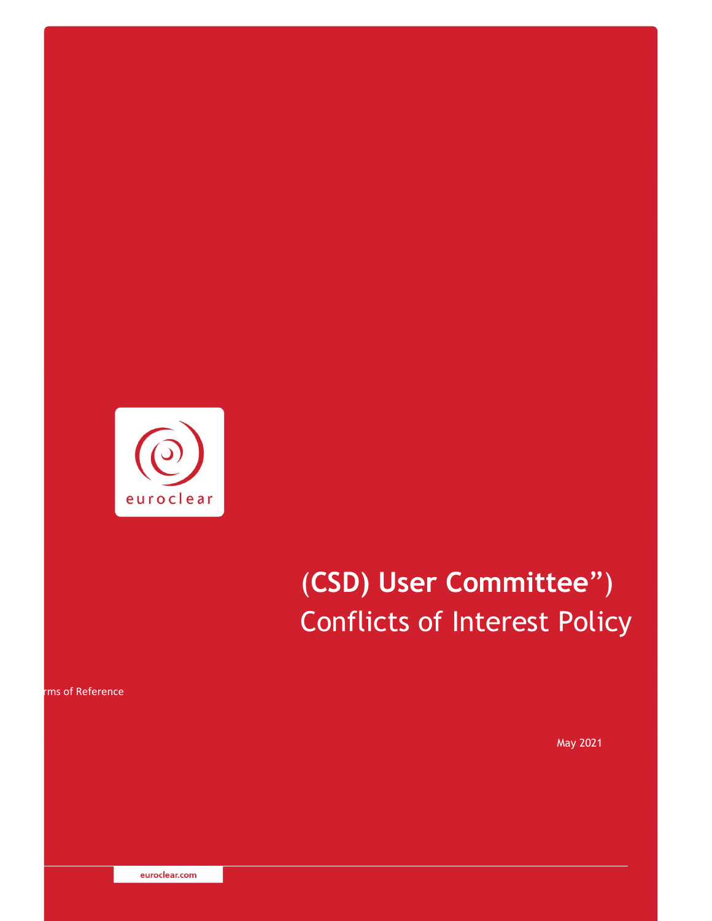# (CSD) User Committee")

Conflicts of Interest Policy

rms of Reference

May 2021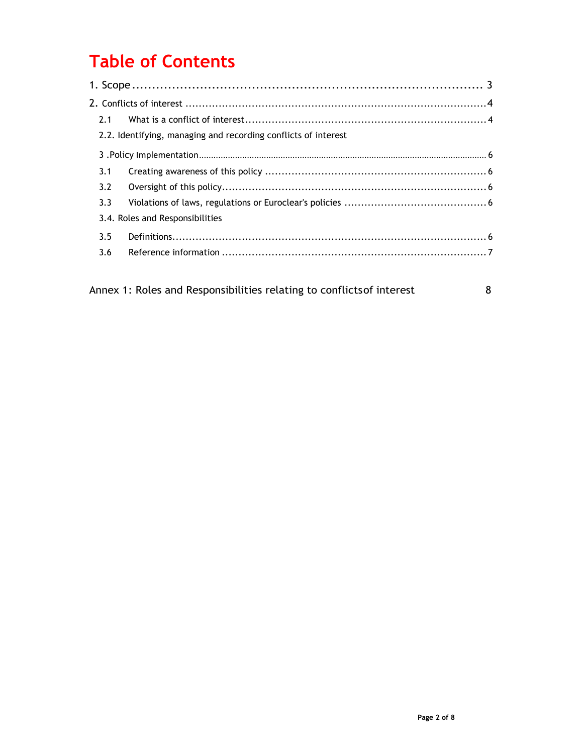# Table of Contents

1. Scope ........................................................................................ 3

2. Conflicts of interest ........................................................................................ 4

- 2.1 What is a conflict of interest ........................................................................ 4
- 2.2. Identifying, managing and recording conflicts of interest

3 .Policy Implementation ........................................................................................ 6

- 3.1 Creating awareness of this policy ........................................................................ 6
- 3.2 Oversight of this policy ........................................................................ 6
- 3.3 Violations of laws, regulations or Euroclear's policies ........................................ 6
- 3.4. Roles and Responsibilities
- 3.5 Definitions ........................................................................ 6
- 3.6 Reference information ........................................................................ 7

Annex 1: Roles and Responsibilities relating to conflictsof interest 8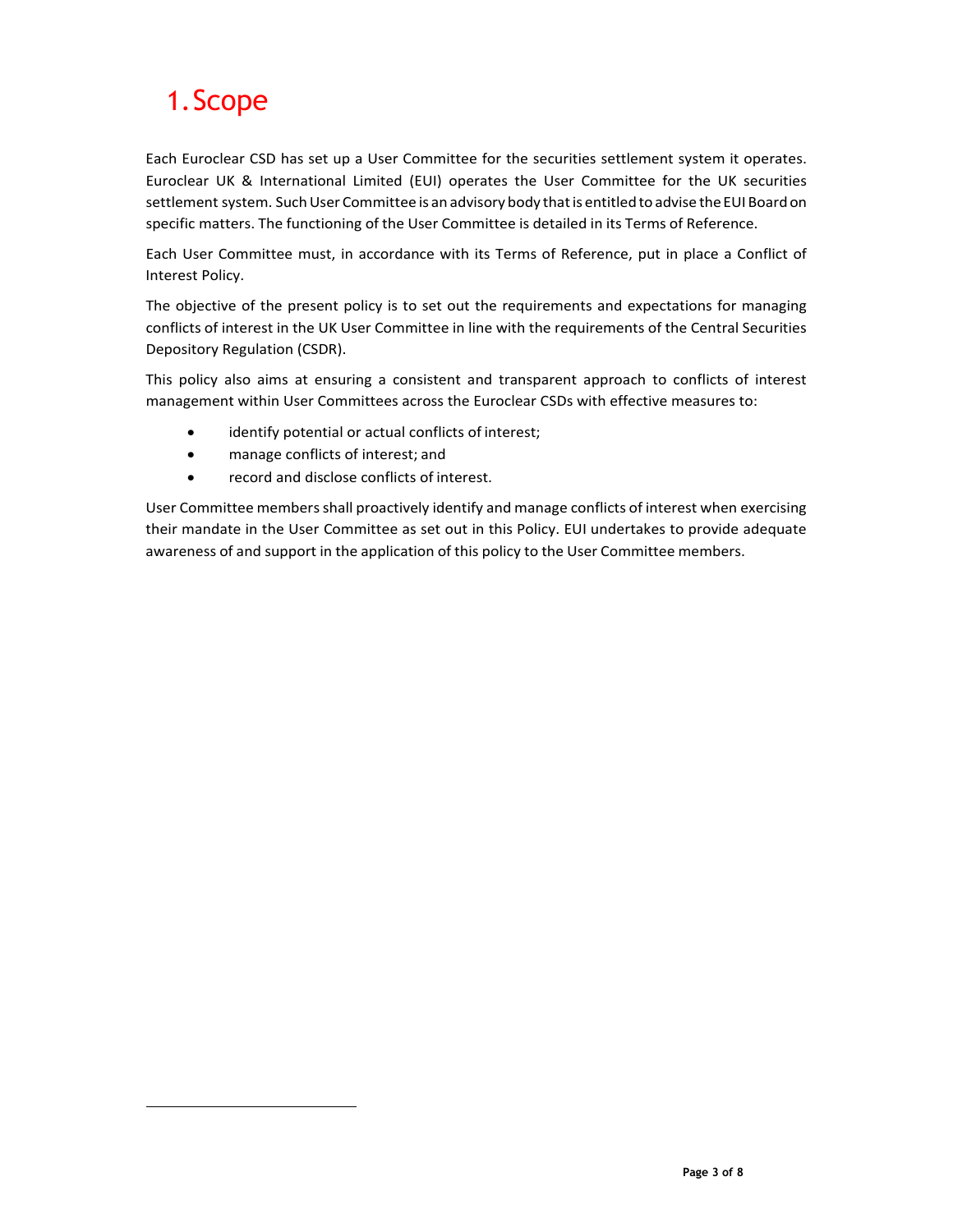# 1. Scope

Each Euroclear CSD has set up a User Committee for the securities settlement system it operates. Euroclear UK & International Limited (EUI) operates the User Committee for the UK securities settlement system. Such User Committee is an advisory body that is entitled to advise the EUI Board on specific matters. The functioning of the User Committee is detailed in its Terms of Reference.

Each User Committee must, in accordance with its Terms of Reference, put in place a Conflict of Interest Policy.

The objective of the present policy is to set out the requirements and expectations for managing conflicts of interest in the UK User Committee in line with the requirements of the Central Securities Depository Regulation (CSDR).

This policy also aims at ensuring a consistent and transparent approach to conflicts of interest management within User Committees across the Euroclear CSDs with effective measures to:

- identify potential or actual conflicts of interest;
- manage conflicts of interest; and
- record and disclose conflicts of interest.

User Committee members shall proactively identify and manage conflicts of interest when exercising their mandate in the User Committee as set out in this Policy. EUI undertakes to provide adequate awareness of and support in the application of this policy to the User Committee members.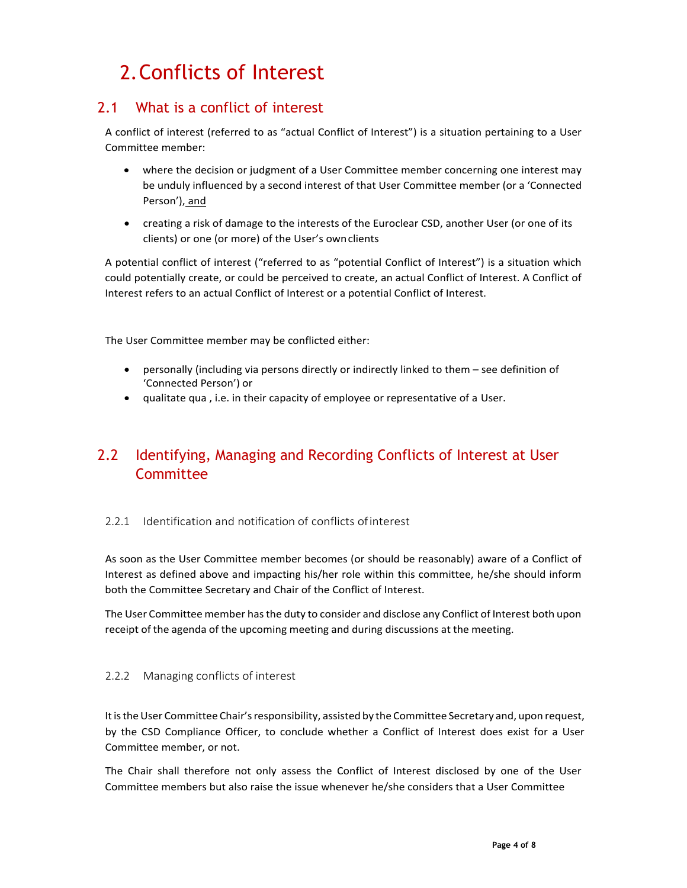# 2. Conflicts of Interest

## 2.1 What is a conflict of interest

A conflict of interest (referred to as “actual Conflict of Interest”) is a situation pertaining to a User Committee member:

- where the decision or judgment of a User Committee member concerning one interest may be unduly influenced by a second interest of that User Committee member (or a ‘Connected Person’), and
- creating a risk of damage to the interests of the Euroclear CSD, another User (or one of its clients) or one (or more) of the User’s own clients

A potential conflict of interest (“referred to as “potential Conflict of Interest”) is a situation which could potentially create, or could be perceived to create, an actual Conflict of Interest. A Conflict of Interest refers to an actual Conflict of Interest or a potential Conflict of Interest.

The User Committee member may be conflicted either:

- personally (including via persons directly or indirectly linked to them – see definition of ‘Connected Person’) or
- qualitate qua , i.e. in their capacity of employee or representative of a User.

## 2.2 Identifying, Managing and Recording Conflicts of Interest at User Committee

### 2.2.1 Identification and notification of conflicts of interest

As soon as the User Committee member becomes (or should be reasonably) aware of a Conflict of Interest as defined above and impacting his/her role within this committee, he/she should inform both the Committee Secretary and Chair of the Conflict of Interest.

The User Committee member has the duty to consider and disclose any Conflict of Interest both upon receipt of the agenda of the upcoming meeting and during discussions at the meeting.

### 2.2.2 Managing conflicts of interest

It is the User Committee Chair’s responsibility, assisted by the Committee Secretary and, upon request, by the CSD Compliance Officer, to conclude whether a Conflict of Interest does exist for a User Committee member, or not.

The Chair shall therefore not only assess the Conflict of Interest disclosed by one of the User Committee members but also raise the issue whenever he/she considers that a User Committee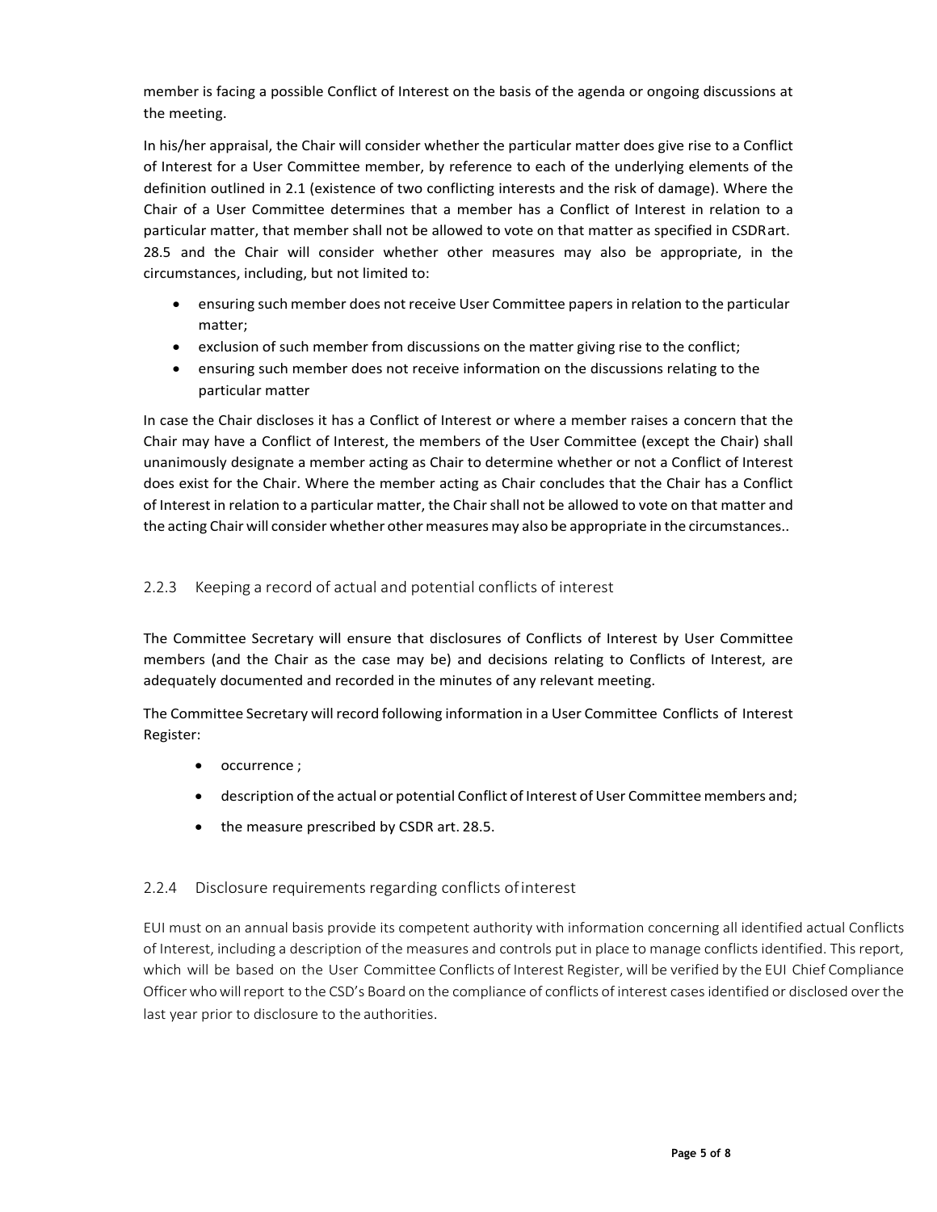member is facing a possible Conflict of Interest on the basis of the agenda or ongoing discussions at the meeting.

In his/her appraisal, the Chair will consider whether the particular matter does give rise to a Conflict of Interest for a User Committee member, by reference to each of the underlying elements of the definition outlined in 2.1 (existence of two conflicting interests and the risk of damage). Where the Chair of a User Committee determines that a member has a Conflict of Interest in relation to a particular matter, that member shall not be allowed to vote on that matter as specified in CSDR art. 28.5 and the Chair will consider whether other measures may also be appropriate, in the circumstances, including, but not limited to:

- ensuring such member does not receive User Committee papers in relation to the particular matter;
- exclusion of such member from discussions on the matter giving rise to the conflict;
- ensuring such member does not receive information on the discussions relating to the particular matter

In case the Chair discloses it has a Conflict of Interest or where a member raises a concern that the Chair may have a Conflict of Interest, the members of the User Committee (except the Chair) shall unanimously designate a member acting as Chair to determine whether or not a Conflict of Interest does exist for the Chair. Where the member acting as Chair concludes that the Chair has a Conflict of Interest in relation to a particular matter, the Chair shall not be allowed to vote on that matter and the acting Chair will consider whether other measures may also be appropriate in the circumstances..

### 2.2.3 Keeping a record of actual and potential conflicts of interest

The Committee Secretary will ensure that disclosures of Conflicts of Interest by User Committee members (and the Chair as the case may be) and decisions relating to Conflicts of Interest, are adequately documented and recorded in the minutes of any relevant meeting.

The Committee Secretary will record following information in a User Committee Conflicts of Interest Register:

- occurrence ;
- description of the actual or potential Conflict of Interest of User Committee members and;
- the measure prescribed by CSDR art. 28.5.

### 2.2.4 Disclosure requirements regarding conflicts of interest

EUI must on an annual basis provide its competent authority with information concerning all identified actual Conflicts of Interest, including a description of the measures and controls put in place to manage conflicts identified. This report, which will be based on the User Committee Conflicts of Interest Register, will be verified by the EUI Chief Compliance Officer who will report to the CSD's Board on the compliance of conflicts of interest cases identified or disclosed over the last year prior to disclosure to the authorities.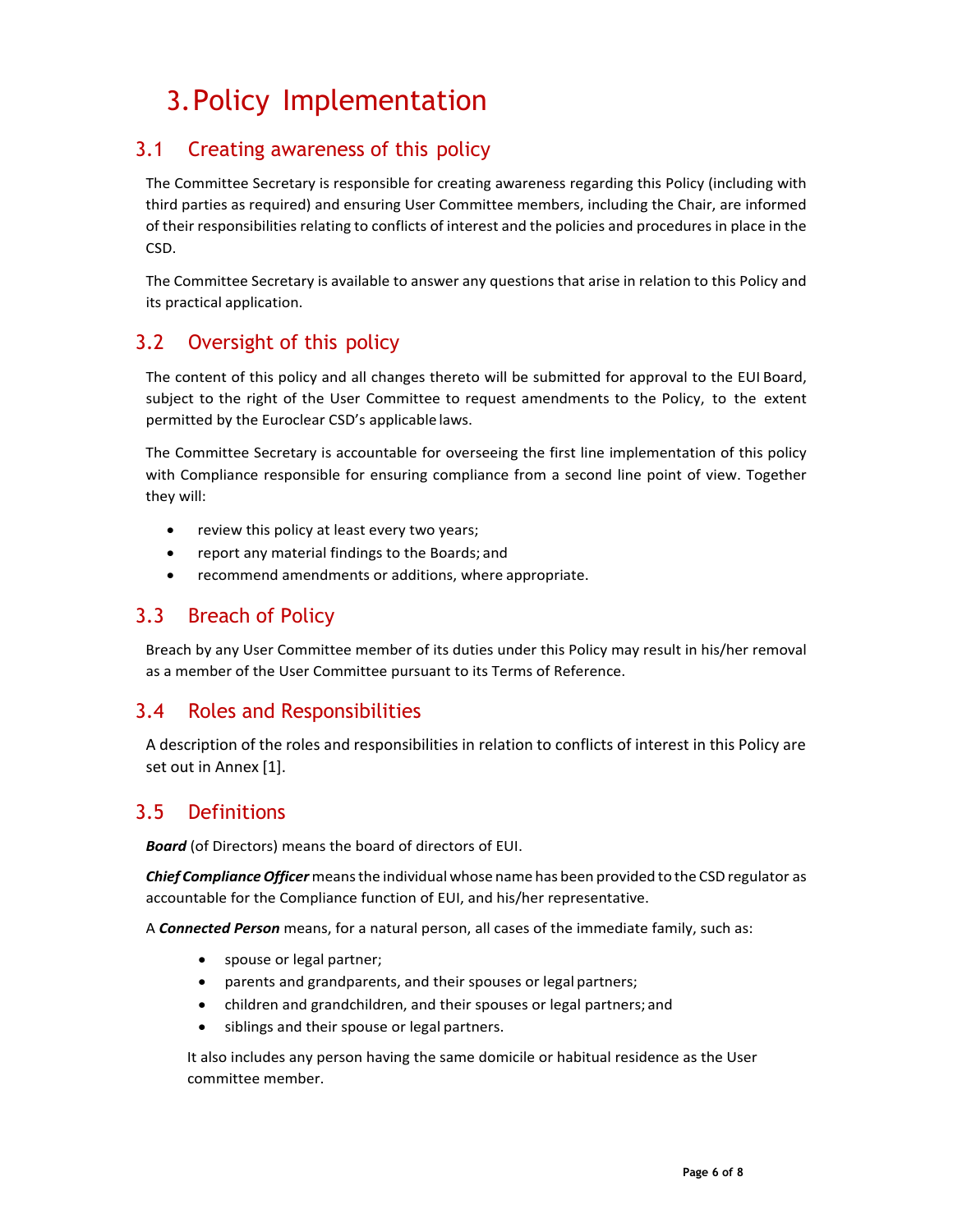# 3. Policy Implementation

## 3.1 Creating awareness of this policy

The Committee Secretary is responsible for creating awareness regarding this Policy (including with third parties as required) and ensuring User Committee members, including the Chair, are informed of their responsibilities relating to conflicts of interest and the policies and procedures in place in the CSD.

The Committee Secretary is available to answer any questions that arise in relation to this Policy and its practical application.

## 3.2 Oversight of this policy

The content of this policy and all changes thereto will be submitted for approval to the EUI Board, subject to the right of the User Committee to request amendments to the Policy, to the extent permitted by the Euroclear CSD's applicable laws.

The Committee Secretary is accountable for overseeing the first line implementation of this policy with Compliance responsible for ensuring compliance from a second line point of view. Together they will:

- review this policy at least every two years;
- report any material findings to the Boards; and
- recommend amendments or additions, where appropriate.

## 3.3 Breach of Policy

Breach by any User Committee member of its duties under this Policy may result in his/her removal as a member of the User Committee pursuant to its Terms of Reference.

## 3.4 Roles and Responsibilities

A description of the roles and responsibilities in relation to conflicts of interest in this Policy are set out in Annex [1].

## 3.5 Definitions

***Board*** (of Directors) means the board of directors of EUI.

***Chief Compliance Officer*** means the individual whose name has been provided to the CSD regulator as accountable for the Compliance function of EUI, and his/her representative.

A ***Connected Person*** means, for a natural person, all cases of the immediate family, such as:

- spouse or legal partner;
- parents and grandparents, and their spouses or legal partners;
- children and grandchildren, and their spouses or legal partners; and
- siblings and their spouse or legal partners.

It also includes any person having the same domicile or habitual residence as the User committee member.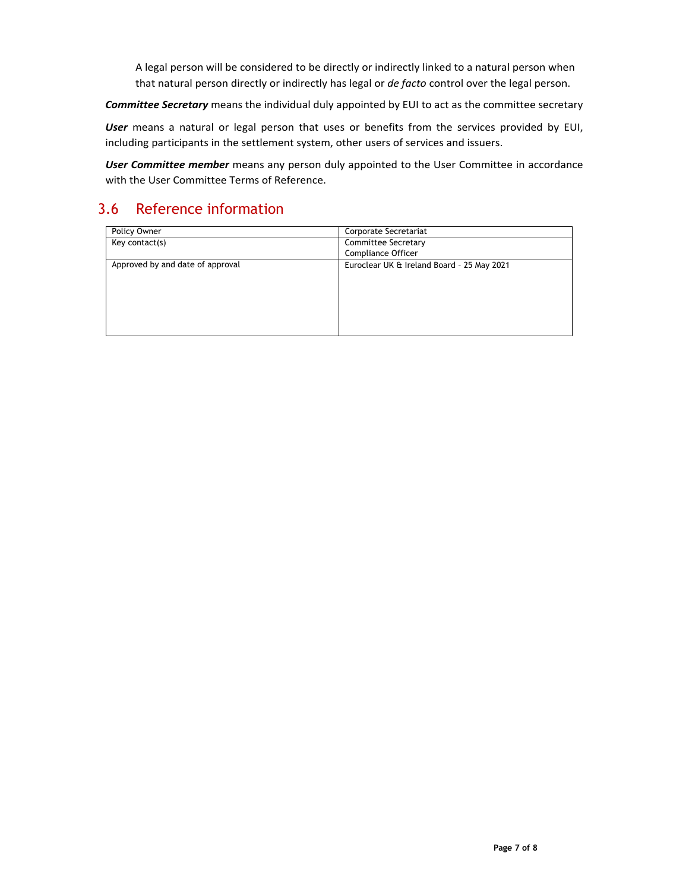A legal person will be considered to be directly or indirectly linked to a natural person when that natural person directly or indirectly has legal or *de facto* control over the legal person.

***Committee Secretary*** means the individual duly appointed by EUI to act as the committee secretary

***User*** means a natural or legal person that uses or benefits from the services provided by EUI, including participants in the settlement system, other users of services and issuers.

***User Committee member*** means any person duly appointed to the User Committee in accordance with the User Committee Terms of Reference.

## 3.6 Reference information

| | |
|---|---|
| Policy Owner | Corporate Secretariat |
| Key contact(s) | Committee Secretary<br>Compliance Officer |
| Approved by and date of approval | Euroclear UK & Ireland Board - 25 May 2021 |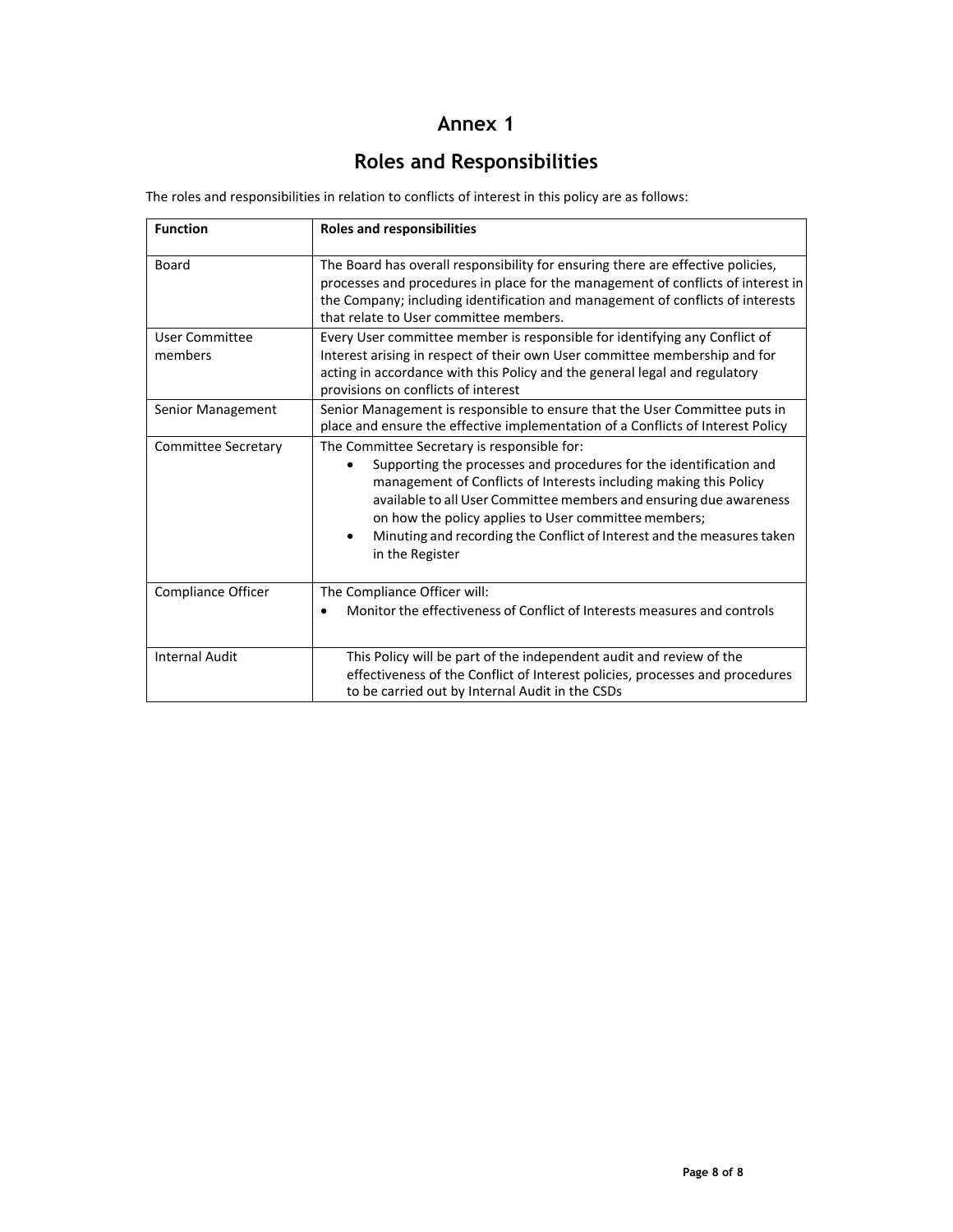# Annex 1

# Roles and Responsibilities

The roles and responsibilities in relation to conflicts of interest in this policy are as follows:

| Function | Roles and responsibilities |
|---|---|
| Board | The Board has overall responsibility for ensuring there are effective policies, processes and procedures in place for the management of conflicts of interest in the Company; including identification and management of conflicts of interests that relate to User committee members. |
| User Committee members | Every User committee member is responsible for identifying any Conflict of Interest arising in respect of their own User committee membership and for acting in accordance with this Policy and the general legal and regulatory provisions on conflicts of interest |
| Senior Management | Senior Management is responsible to ensure that the User Committee puts in place and ensure the effective implementation of a Conflicts of Interest Policy |
| Committee Secretary | The Committee Secretary is responsible for:<br>• Supporting the processes and procedures for the identification and management of Conflicts of Interests including making this Policy available to all User Committee members and ensuring due awareness on how the policy applies to User committee members;<br>• Minuting and recording the Conflict of Interest and the measures taken in the Register |
| Compliance Officer | The Compliance Officer will:<br>• Monitor the effectiveness of Conflict of Interests measures and controls |
| Internal Audit | This Policy will be part of the independent audit and review of the effectiveness of the Conflict of Interest policies, processes and procedures to be carried out by Internal Audit in the CSDs |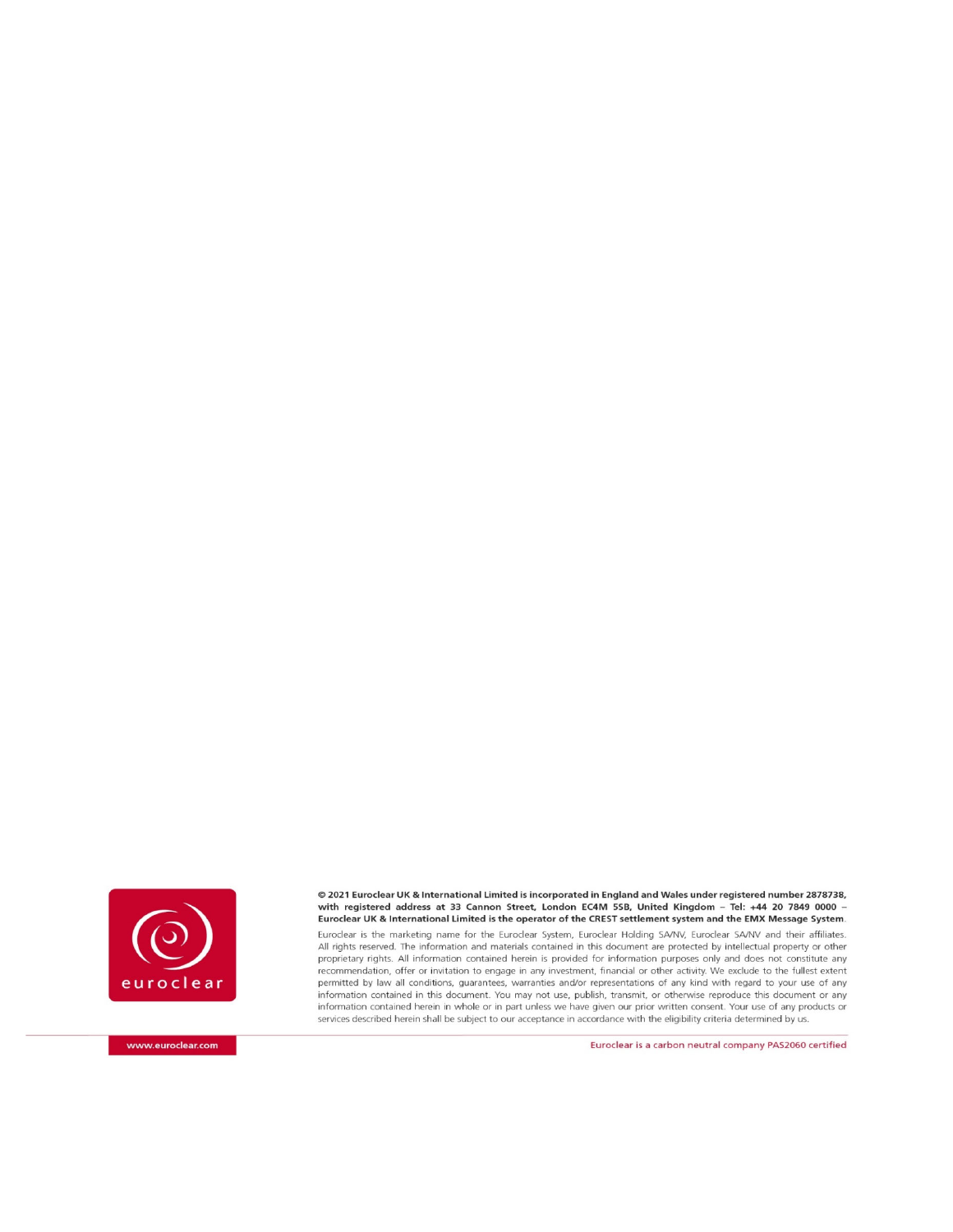**© 2021 Euroclear UK & International Limited is incorporated in England and Wales under registered number 2878738, with registered address at 33 Cannon Street, London EC4M 5SB, United Kingdom – Tel: +44 20 7849 0000 – Euroclear UK & International Limited is the operator of the CREST settlement system and the EMX Message System.**

Euroclear is the marketing name for the Euroclear System, Euroclear Holding SA/NV, Euroclear SA/NV and their affiliates. All rights reserved. The information and materials contained in this document are protected by intellectual property or other proprietary rights. All information contained herein is provided for information purposes only and does not constitute any recommendation, offer or invitation to engage in any investment, financial or other activity. We exclude to the fullest extent permitted by law all conditions, guarantees, warranties and/or representations of any kind with regard to your use of any information contained in this document. You may not use, publish, transmit, or otherwise reproduce this document or any information contained herein in whole or in part unless we have given our prior written consent. Your use of any products or services described herein shall be subject to our acceptance in accordance with the eligibility criteria determined by us.

www.euroclear.com

Euroclear is a carbon neutral company PAS2060 certified